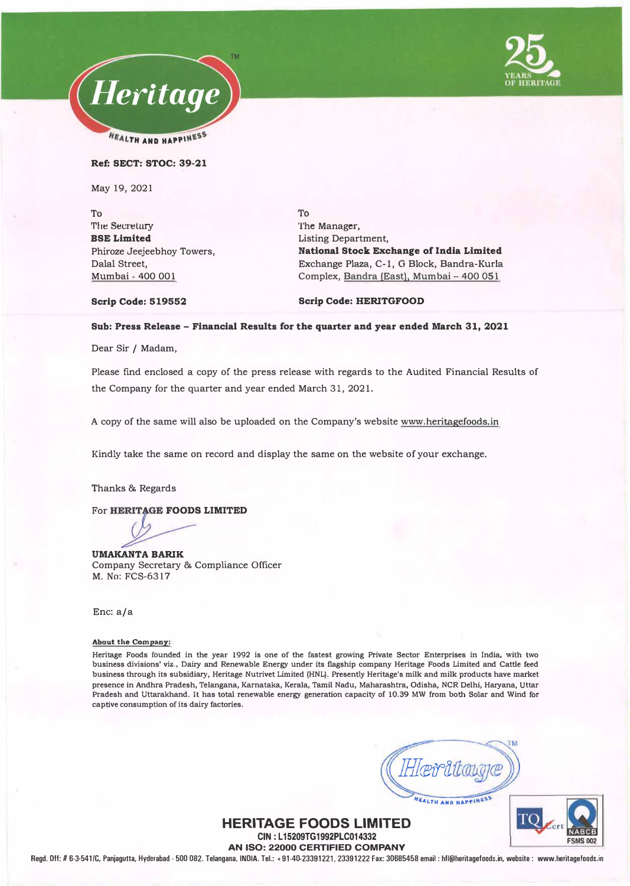**Ref: SECT: STOC: 39-21**

May 19, 2021

To
The Secretary
**BSE Limited**
Phiroze Jeejeebhoy Towers,
Dalal Street,
Mumbai - 400 001

**Scrip Code: 519552**

To
The Manager,
Listing Department,
**National Stock Exchange of India Limited**
Exchange Plaza, C-1, G Block, Bandra-Kurla
Complex, Bandra (East), Mumbai – 400 051

**Scrip Code: HERITGFOOD**

**Sub: Press Release – Financial Results for the quarter and year ended March 31, 2021**

Dear Sir / Madam,

Please find enclosed a copy of the press release with regards to the Audited Financial Results of the Company for the quarter and year ended March 31, 2021.

A copy of the same will also be uploaded on the Company's website www.heritagefoods.in

Kindly take the same on record and display the same on the website of your exchange.

Thanks & Regards

For **HERITAGE FOODS LIMITED**

**UMAKANTA BARIK**
Company Secretary & Compliance Officer
M. No: FCS-6317

Enc: a/a

**About the Company:**

Heritage Foods founded in the year 1992 is one of the fastest growing Private Sector Enterprises in India, with two business divisions' viz., Dairy and Renewable Energy under its flagship company Heritage Foods Limited and Cattle feed business through its subsidiary, Heritage Nutrivet Limited (HNL). Presently Heritage's milk and milk products have market presence in Andhra Pradesh, Telangana, Karnataka, Kerala, Tamil Nadu, Maharashtra, Odisha, NCR Delhi, Haryana, Uttar Pradesh and Uttarakhand. It has total renewable energy generation capacity of 10.39 MW from both Solar and Wind for captive consumption of its dairy factories.

**HERITAGE FOODS LIMITED**
CIN : L15209TG1992PLC014332
AN ISO: 22000 CERTIFIED COMPANY
Regd. Off: # 6-3-541/C, Panjagutta, Hyderabad - 500 082. Telangana, INDIA. Tel.: +91-40-23391221, 23391222 Fax: 30685458 email : hfl@heritagefoods.in, website : www.heritagefoods.in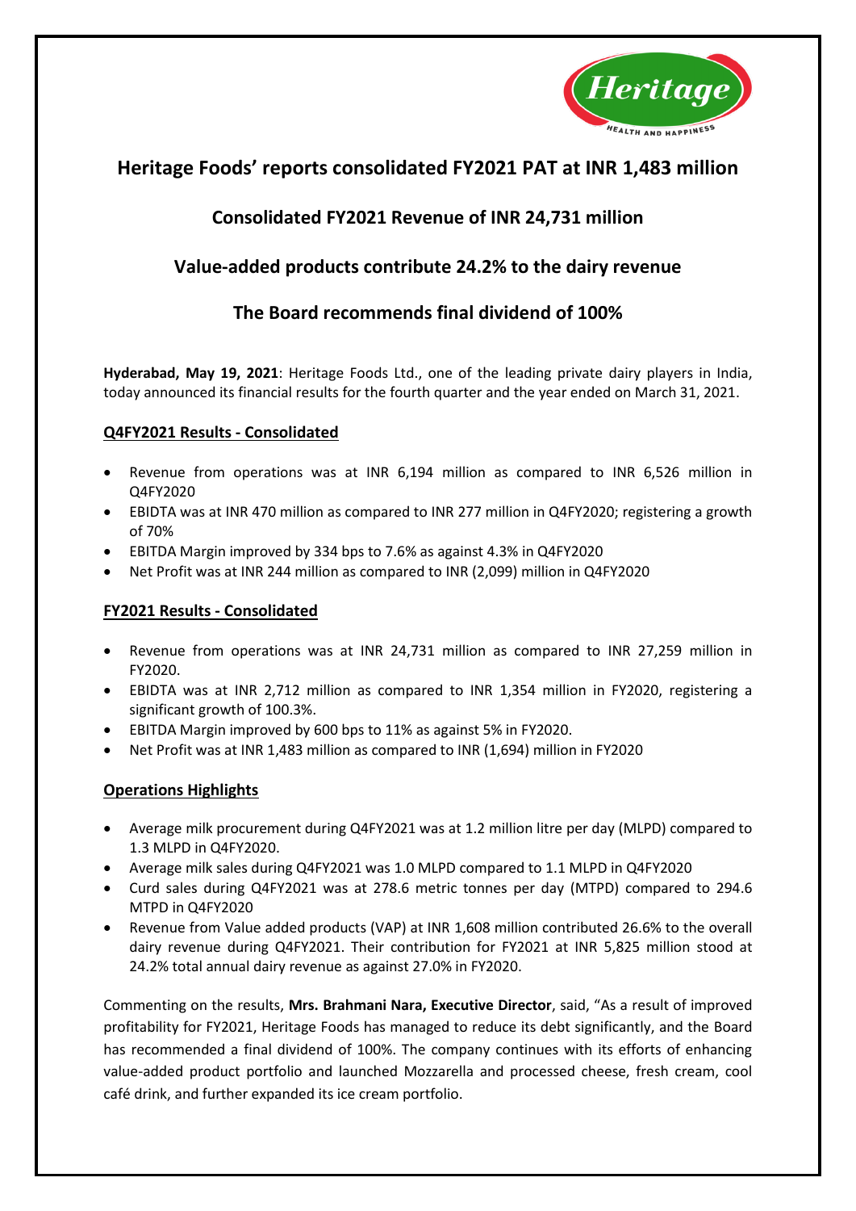# Heritage Foods' reports consolidated FY2021 PAT at INR 1,483 million

## Consolidated FY2021 Revenue of INR 24,731 million

## Value-added products contribute 24.2% to the dairy revenue

## The Board recommends final dividend of 100%

**Hyderabad, May 19, 2021**: Heritage Foods Ltd., one of the leading private dairy players in India, today announced its financial results for the fourth quarter and the year ended on March 31, 2021.

### Q4FY2021 Results - Consolidated

- Revenue from operations was at INR 6,194 million as compared to INR 6,526 million in Q4FY2020
- EBIDTA was at INR 470 million as compared to INR 277 million in Q4FY2020; registering a growth of 70%
- EBITDA Margin improved by 334 bps to 7.6% as against 4.3% in Q4FY2020
- Net Profit was at INR 244 million as compared to INR (2,099) million in Q4FY2020

### FY2021 Results - Consolidated

- Revenue from operations was at INR 24,731 million as compared to INR 27,259 million in FY2020.
- EBIDTA was at INR 2,712 million as compared to INR 1,354 million in FY2020, registering a significant growth of 100.3%.
- EBITDA Margin improved by 600 bps to 11% as against 5% in FY2020.
- Net Profit was at INR 1,483 million as compared to INR (1,694) million in FY2020

### Operations Highlights

- Average milk procurement during Q4FY2021 was at 1.2 million litre per day (MLPD) compared to 1.3 MLPD in Q4FY2020.
- Average milk sales during Q4FY2021 was 1.0 MLPD compared to 1.1 MLPD in Q4FY2020
- Curd sales during Q4FY2021 was at 278.6 metric tonnes per day (MTPD) compared to 294.6 MTPD in Q4FY2020
- Revenue from Value added products (VAP) at INR 1,608 million contributed 26.6% to the overall dairy revenue during Q4FY2021. Their contribution for FY2021 at INR 5,825 million stood at 24.2% total annual dairy revenue as against 27.0% in FY2020.

Commenting on the results, **Mrs. Brahmani Nara, Executive Director**, said, "As a result of improved profitability for FY2021, Heritage Foods has managed to reduce its debt significantly, and the Board has recommended a final dividend of 100%. The company continues with its efforts of enhancing value-added product portfolio and launched Mozzarella and processed cheese, fresh cream, cool café drink, and further expanded its ice cream portfolio.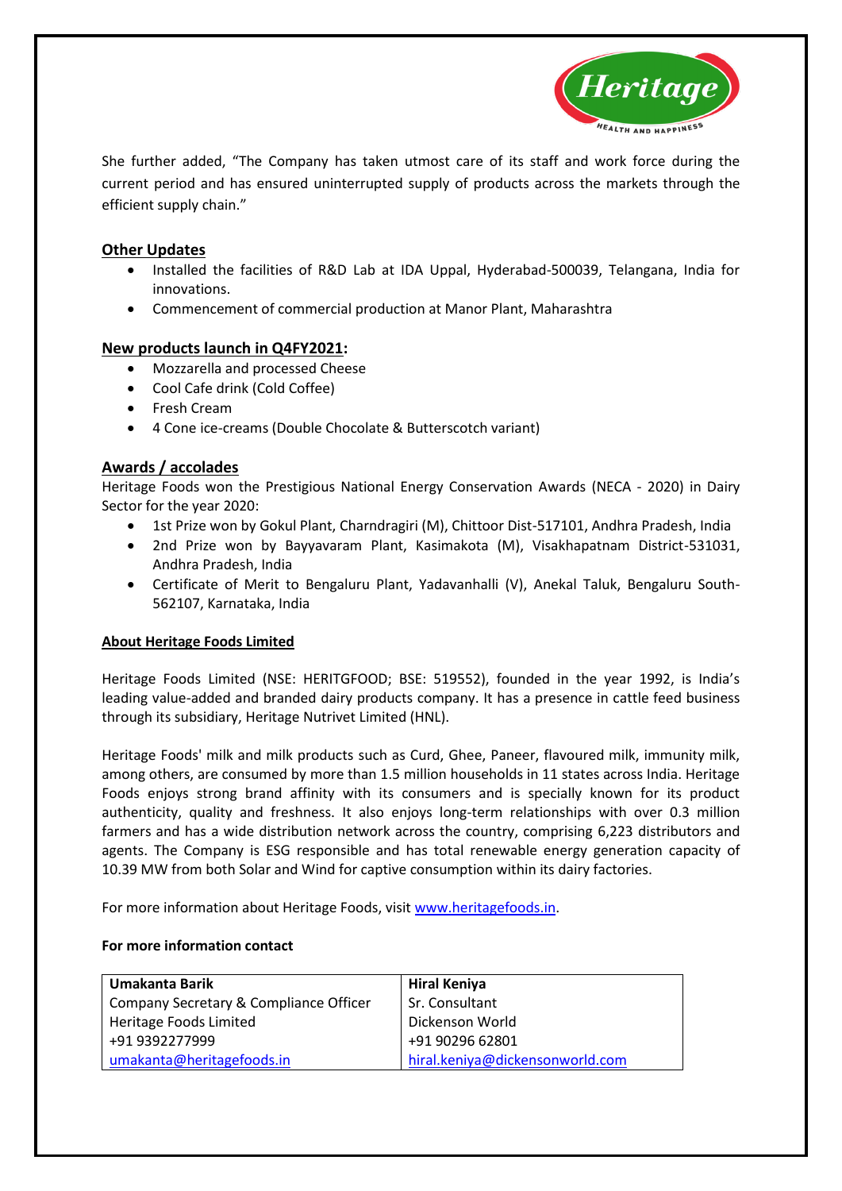She further added, "The Company has taken utmost care of its staff and work force during the current period and has ensured uninterrupted supply of products across the markets through the efficient supply chain."

## Other Updates

- Installed the facilities of R&D Lab at IDA Uppal, Hyderabad-500039, Telangana, India for innovations.
- Commencement of commercial production at Manor Plant, Maharashtra

## New products launch in Q4FY2021:

- Mozzarella and processed Cheese
- Cool Cafe drink (Cold Coffee)
- Fresh Cream
- 4 Cone ice-creams (Double Chocolate & Butterscotch variant)

## Awards / accolades

Heritage Foods won the Prestigious National Energy Conservation Awards (NECA - 2020) in Dairy Sector for the year 2020:

- 1st Prize won by Gokul Plant, Charndragiri (M), Chittoor Dist-517101, Andhra Pradesh, India
- 2nd Prize won by Bayyavaram Plant, Kasimakota (M), Visakhapatnam District-531031, Andhra Pradesh, India
- Certificate of Merit to Bengaluru Plant, Yadavanhalli (V), Anekal Taluk, Bengaluru South-562107, Karnataka, India

## About Heritage Foods Limited

Heritage Foods Limited (NSE: HERITGFOOD; BSE: 519552), founded in the year 1992, is India's leading value-added and branded dairy products company. It has a presence in cattle feed business through its subsidiary, Heritage Nutrivet Limited (HNL).

Heritage Foods' milk and milk products such as Curd, Ghee, Paneer, flavoured milk, immunity milk, among others, are consumed by more than 1.5 million households in 11 states across India. Heritage Foods enjoys strong brand affinity with its consumers and is specially known for its product authenticity, quality and freshness. It also enjoys long-term relationships with over 0.3 million farmers and has a wide distribution network across the country, comprising 6,223 distributors and agents. The Company is ESG responsible and has total renewable energy generation capacity of 10.39 MW from both Solar and Wind for captive consumption within its dairy factories.

For more information about Heritage Foods, visit www.heritagefoods.in.

**For more information contact**

| | |
|---|---|
| **Umakanta Barik**<br>Company Secretary & Compliance Officer<br>Heritage Foods Limited<br>+91 9392277999<br>umakanta@heritagefoods.in | **Hiral Keniya**<br>Sr. Consultant<br>Dickenson World<br>+91 90296 62801<br>hiral.keniya@dickensonworld.com |